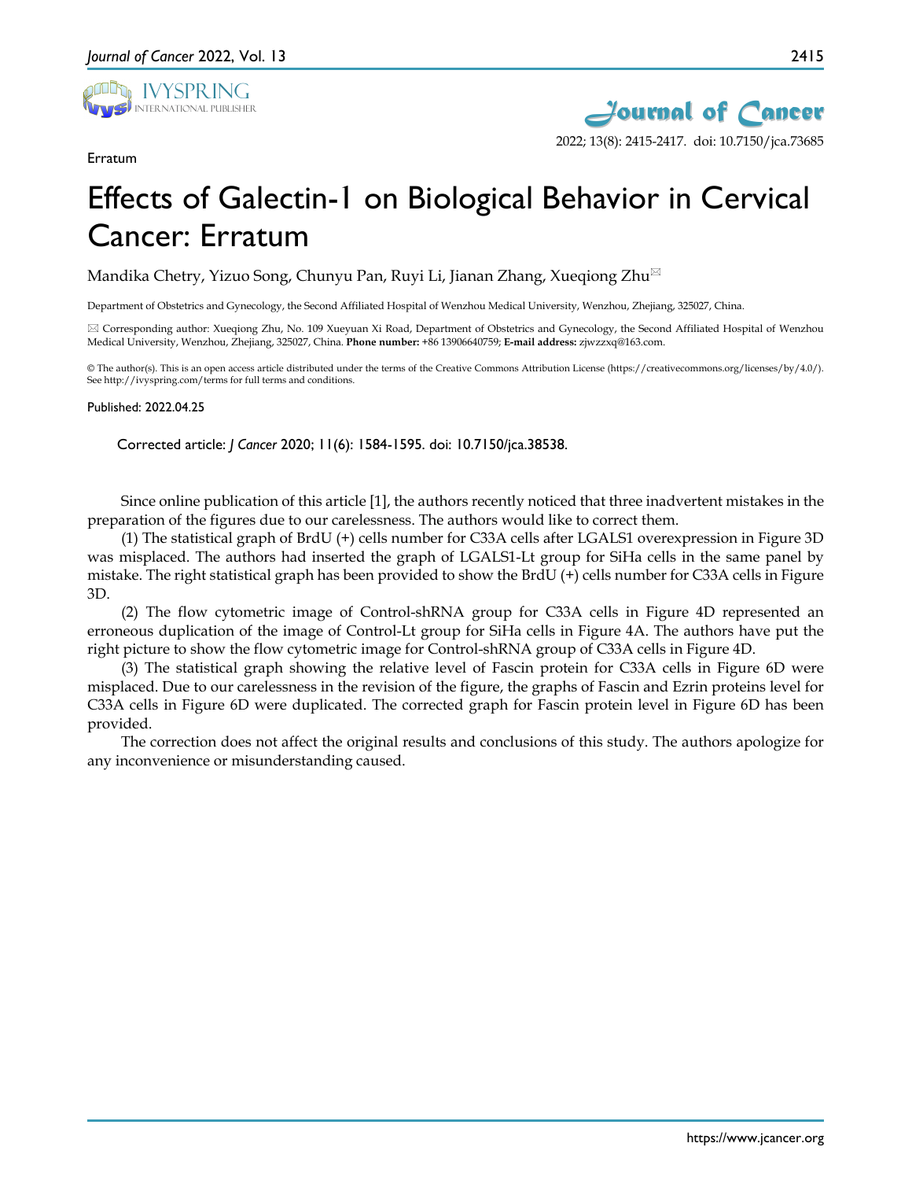Erratum

# Effects of Galectin-1 on Biological Behavior in Cervical Cancer: Erratum

Mandika Chetry, Yizuo Song, Chunyu Pan, Ruyi Li, Jianan Zhang, Xueqiong Zhu✉

Department of Obstetrics and Gynecology, the Second Affiliated Hospital of Wenzhou Medical University, Wenzhou, Zhejiang, 325027, China.

✉ Corresponding author: Xueqiong Zhu, No. 109 Xueyuan Xi Road, Department of Obstetrics and Gynecology, the Second Affiliated Hospital of Wenzhou Medical University, Wenzhou, Zhejiang, 325027, China. **Phone number:** +86 13906640759; **E-mail address:** zjwzzxq@163.com.

© The author(s). This is an open access article distributed under the terms of the Creative Commons Attribution License (https://creativecommons.org/licenses/by/4.0/). See http://ivyspring.com/terms for full terms and conditions.

Published: 2022.04.25

Corrected article: *J Cancer* 2020; 11(6): 1584-1595. doi: 10.7150/jca.38538.

Since online publication of this article [1], the authors recently noticed that three inadvertent mistakes in the preparation of the figures due to our carelessness. The authors would like to correct them.

(1) The statistical graph of BrdU (+) cells number for C33A cells after LGALS1 overexpression in Figure 3D was misplaced. The authors had inserted the graph of LGALS1-Lt group for SiHa cells in the same panel by mistake. The right statistical graph has been provided to show the BrdU (+) cells number for C33A cells in Figure 3D.

(2) The flow cytometric image of Control-shRNA group for C33A cells in Figure 4D represented an erroneous duplication of the image of Control-Lt group for SiHa cells in Figure 4A. The authors have put the right picture to show the flow cytometric image for Control-shRNA group of C33A cells in Figure 4D.

(3) The statistical graph showing the relative level of Fascin protein for C33A cells in Figure 6D were misplaced. Due to our carelessness in the revision of the figure, the graphs of Fascin and Ezrin proteins level for C33A cells in Figure 6D were duplicated. The corrected graph for Fascin protein level in Figure 6D has been provided.

The correction does not affect the original results and conclusions of this study. The authors apologize for any inconvenience or misunderstanding caused.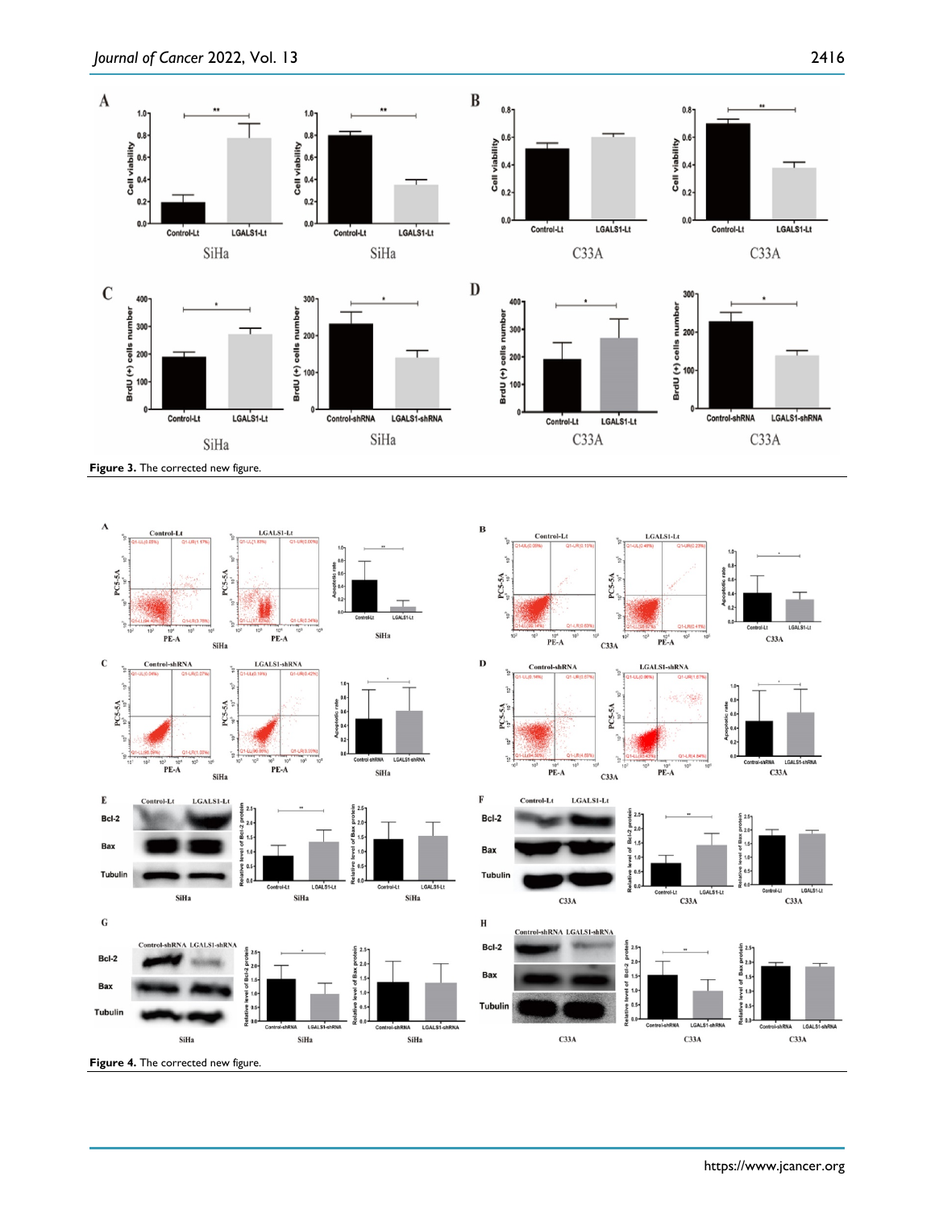A

1.0
0.8
0.6
0.4
0.2
0.0

Cell viability

**

Control-Lt LGALS1-Lt

SiHa

1.0
0.8
0.6
0.4
0.2
0.0

Cell viability

**

Control-Lt LGALS1-Lt

SiHa

B

0.8
0.6
0.4
0.2
0.0

Cell viability

Control-Lt LGALS1-Lt

C33A

0.8
0.6
0.4
0.2
0.0

Cell viability

**

Control-Lt LGALS1-Lt

C33A

C

400
300
200
100
0

BrdU (+) cells number

*

Control-Lt LGALS1-Lt

SiHa

300
200
100
0

BrdU (+) cells number

*

Control-shRNA LGALS1-shRNA

SiHa

D

400
300
200
100
0

BrdU (+) cells number

*

Control-Lt LGALS1-Lt

C33A

300
200
100
0

BrdU (+) cells number

*

Control-shRNA LGALS1-shRNA

C33A

**Figure 3.** The corrected new figure.

A Control-Lt LGALS1-Lt PC5-5A PE-A SiHa Apoptotic rate ** Control-Lt LGALS1-Lt SiHa

B Control-Lt LGALS1-Lt PC5-5A PE-A C33A Apoptotic rate * Control-Lt LGALS1-Lt C33A

C Control-shRNA LGALS1-shRNA PC5-5A PE-A SiHa Apoptotic rate * Control-shRNA LGALS1-shRNA SiHa

D Control-shRNA LGALS1-shRNA PC5-5A PE-A C33A Apoptotic rate * Control-shRNA LGALS1-shRNA C33A

E Control-Lt LGALS1-Lt Bcl-2 Bax Tubulin SiHa Relative level of Bcl-2 protein ** Control-Lt LGALS1-Lt SiHa Relative level of Bax protein Control-Lt LGALS1-Lt SiHa

F Control-Lt LGALS1-Lt Bcl-2 Bax Tubulin C33A Relative level of Bcl-2 protein ** Control-Lt LGALS1-Lt C33A Relative level of Bax protein Control-Lt LGALS1-Lt C33A

G Control-shRNA LGALS1-shRNA Bcl-2 Bax Tubulin SiHa Relative level of Bcl-2 protein * Control-shRNA LGALS1-shRNA SiHa Relative level of Bax protein Control-shRNA LGALS1-shRNA SiHa

H Control-shRNA LGALS1-shRNA Bcl-2 Bax Tubulin C33A Relative level of Bcl-2 protein ** Control-shRNA LGALS1-shRNA C33A Relative level of Bax protein Control-shRNA LGALS1-shRNA C33A

**Figure 4.** The corrected new figure.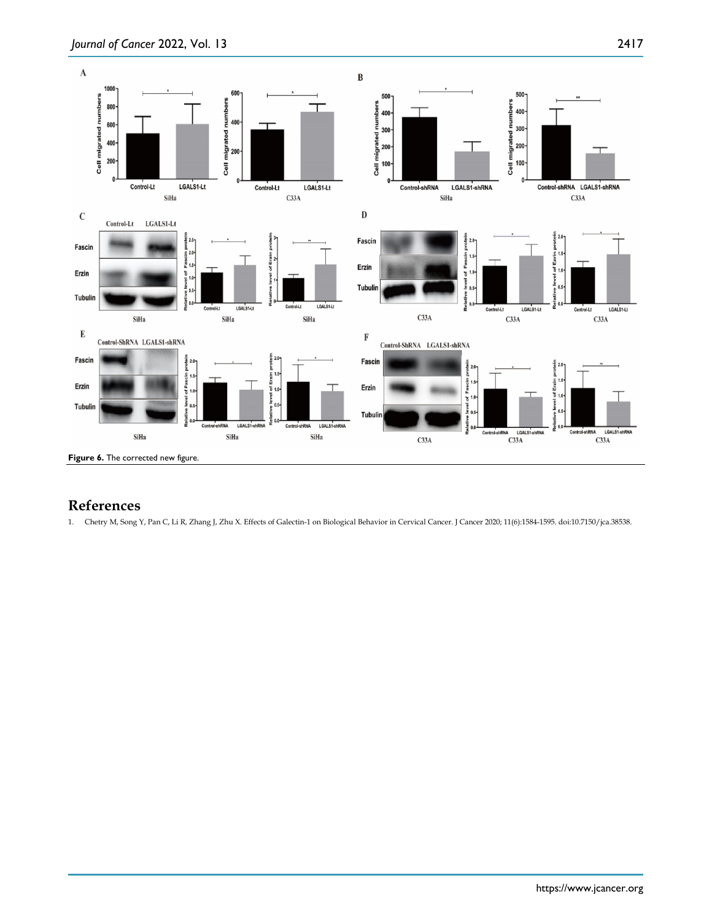A

1000
800
600
400
200
0

Cell migrated numbers

*

Control-Lt LGALS1-Lt

SiHa

600
400
200
0

Cell migrated numbers

*

Control-Lt LGALS1-Lt

C33A

B

500
400
300
200
100
0

Cell migrated numbers

*

Control-shRNA LGALS1-shRNA

SiHa

500
400
300
200
100
0

Cell migrated numbers

**

Control-shRNA LGALS1-shRNA

C33A

C

Control-Lt LGALS1-Lt

Fascin

Erzin

Tubulin

SiHa

Relative level of Fascin protein

*

Control-Lt LGALS1-Lt

SiHa

Relative level of Erzin protein

**

Control-Lt LGALS1-Lt

SiHa

D

Fascin

Erzin

Tubulin

C33A

Relative level of Fascin protein

*

Control-Lt LGALS1-Lt

C33A

Relative level of Ezrin protein

*

Control-Lt LGALS1-Lt

C33A

E

Control-ShRNA LGALS1-shRNA

Fascin

Erzin

Tubulin

SiHa

Relative level of Fascin protein

*

Control-shRNA LGALS1-shRNA

SiHa

Relative level of Erzin protein

*

Control-shRNA LGALS1-shRNA

SiHa

F

Control-ShRNA LGALS1-shRNA

Fascin

Erzin

Tubulin

C33A

Relative level of Fascin protein

*

Control-shRNA LGALS1-shRNA

C33A

Relative level of Ezrin protein

**

Control-shRNA LGALS1-shRNA

C33A

**Figure 6.** The corrected new figure.

# References

1. Chetry M, Song Y, Pan C, Li R, Zhang J, Zhu X. Effects of Galectin-1 on Biological Behavior in Cervical Cancer. J Cancer 2020; 11(6):1584-1595. doi:10.7150/jca.38538.